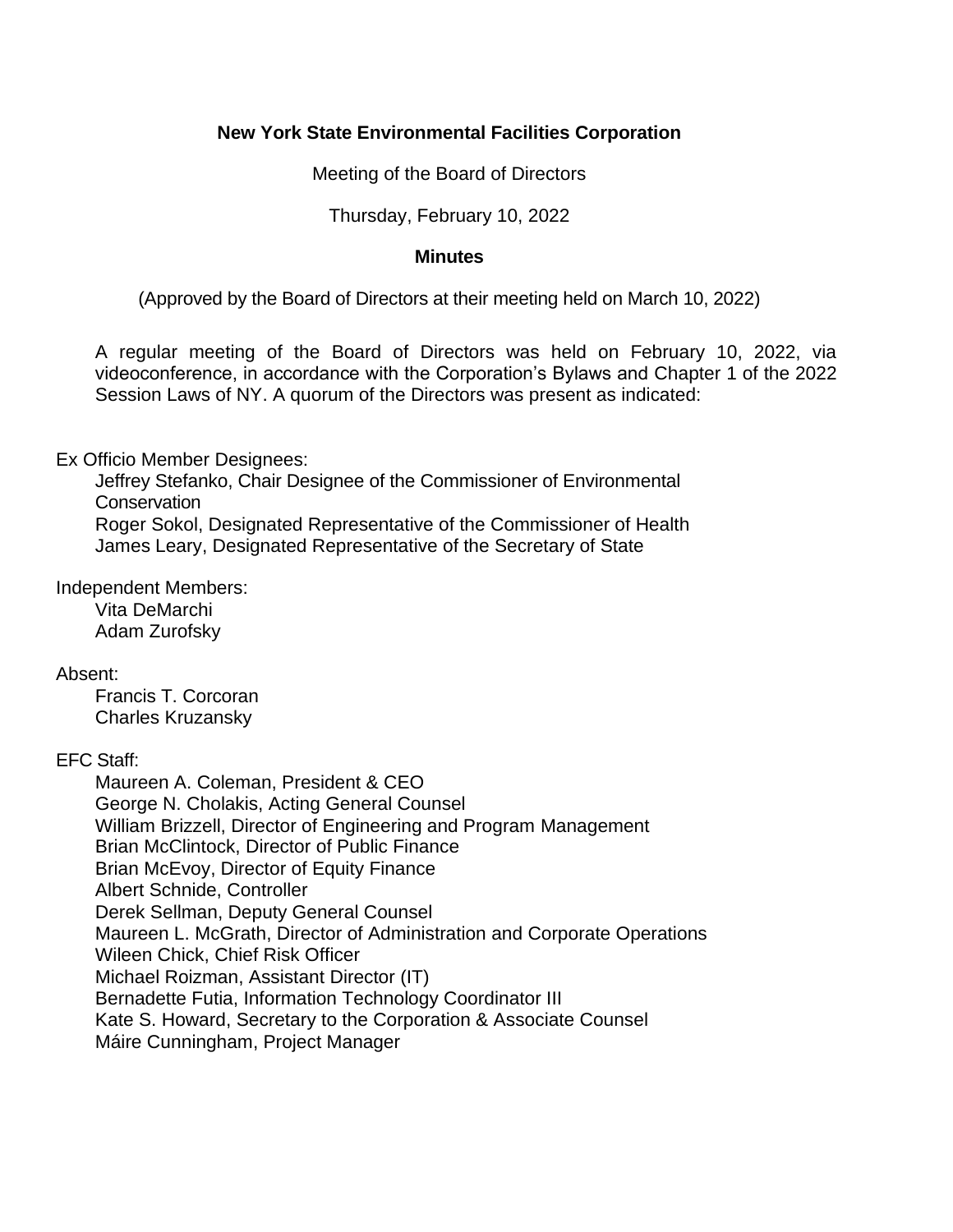# New York State Environmental Facilities Corporation

Meeting of the Board of Directors

Thursday, February 10, 2022

**Minutes**

(Approved by the Board of Directors at their meeting held on March 10, 2022)

A regular meeting of the Board of Directors was held on February 10, 2022, via videoconference, in accordance with the Corporation's Bylaws and Chapter 1 of the 2022 Session Laws of NY. A quorum of the Directors was present as indicated:

Ex Officio Member Designees:

Jeffrey Stefanko, Chair Designee of the Commissioner of Environmental Conservation
Roger Sokol, Designated Representative of the Commissioner of Health
James Leary, Designated Representative of the Secretary of State

Independent Members:

Vita DeMarchi
Adam Zurofsky

Absent:

Francis T. Corcoran
Charles Kruzansky

EFC Staff:

Maureen A. Coleman, President & CEO
George N. Cholakis, Acting General Counsel
William Brizzell, Director of Engineering and Program Management
Brian McClintock, Director of Public Finance
Brian McEvoy, Director of Equity Finance
Albert Schnide, Controller
Derek Sellman, Deputy General Counsel
Maureen L. McGrath, Director of Administration and Corporate Operations
Wileen Chick, Chief Risk Officer
Michael Roizman, Assistant Director (IT)
Bernadette Futia, Information Technology Coordinator III
Kate S. Howard, Secretary to the Corporation & Associate Counsel
Máire Cunningham, Project Manager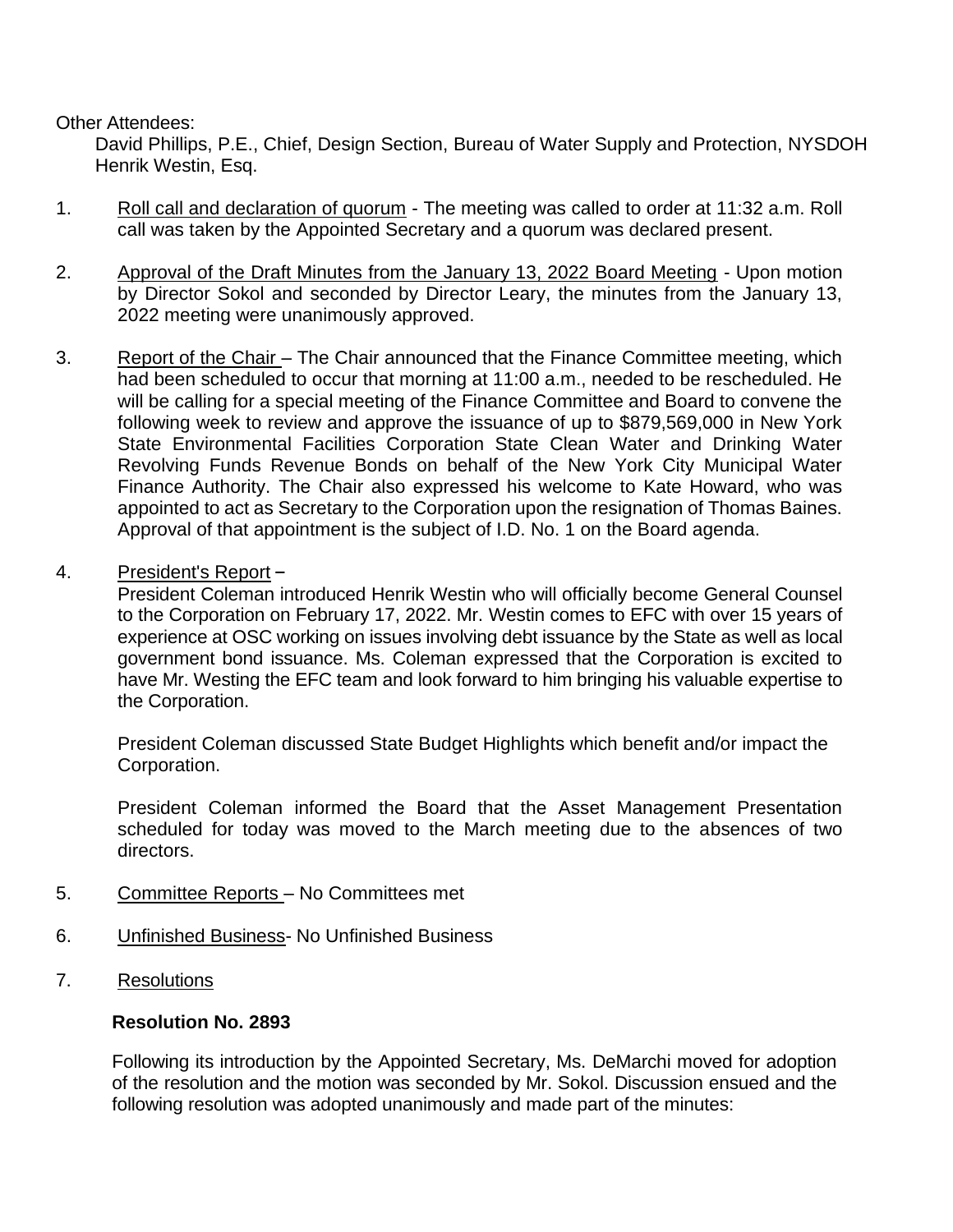Other Attendees:

David Phillips, P.E., Chief, Design Section, Bureau of Water Supply and Protection, NYSDOH
Henrik Westin, Esq.

1. Roll call and declaration of quorum - The meeting was called to order at 11:32 a.m. Roll call was taken by the Appointed Secretary and a quorum was declared present.

2. Approval of the Draft Minutes from the January 13, 2022 Board Meeting - Upon motion by Director Sokol and seconded by Director Leary, the minutes from the January 13, 2022 meeting were unanimously approved.

3. Report of the Chair – The Chair announced that the Finance Committee meeting, which had been scheduled to occur that morning at 11:00 a.m., needed to be rescheduled. He will be calling for a special meeting of the Finance Committee and Board to convene the following week to review and approve the issuance of up to $879,569,000 in New York State Environmental Facilities Corporation State Clean Water and Drinking Water Revolving Funds Revenue Bonds on behalf of the New York City Municipal Water Finance Authority. The Chair also expressed his welcome to Kate Howard, who was appointed to act as Secretary to the Corporation upon the resignation of Thomas Baines. Approval of that appointment is the subject of I.D. No. 1 on the Board agenda.

4. President's Report –

   President Coleman introduced Henrik Westin who will officially become General Counsel to the Corporation on February 17, 2022. Mr. Westin comes to EFC with over 15 years of experience at OSC working on issues involving debt issuance by the State as well as local government bond issuance. Ms. Coleman expressed that the Corporation is excited to have Mr. Westing the EFC team and look forward to him bringing his valuable expertise to the Corporation.

   President Coleman discussed State Budget Highlights which benefit and/or impact the Corporation.

   President Coleman informed the Board that the Asset Management Presentation scheduled for today was moved to the March meeting due to the absences of two directors.

5. Committee Reports – No Committees met

6. Unfinished Business- No Unfinished Business

7. Resolutions

   **Resolution No. 2893**

   Following its introduction by the Appointed Secretary, Ms. DeMarchi moved for adoption of the resolution and the motion was seconded by Mr. Sokol. Discussion ensued and the following resolution was adopted unanimously and made part of the minutes: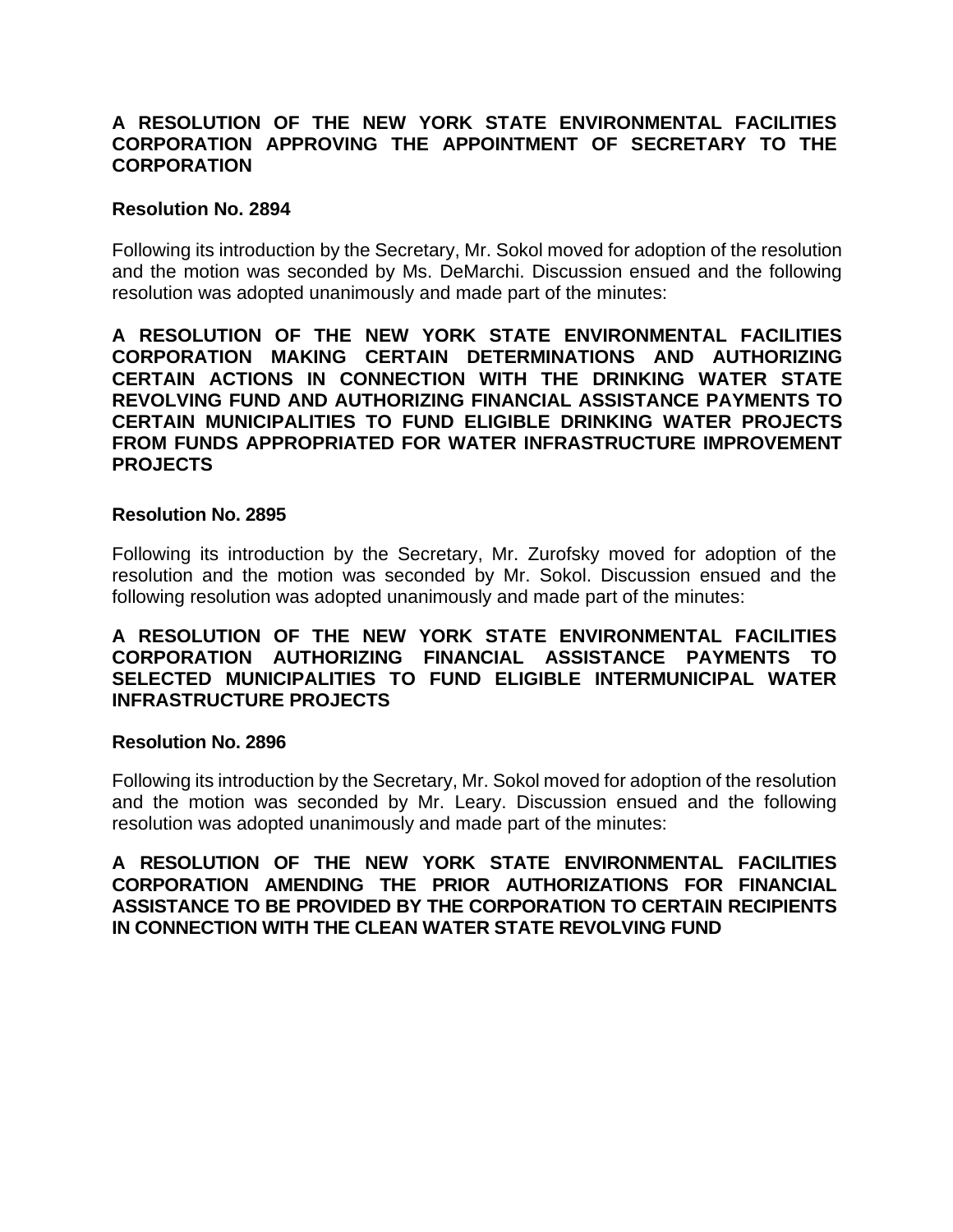**A RESOLUTION OF THE NEW YORK STATE ENVIRONMENTAL FACILITIES CORPORATION APPROVING THE APPOINTMENT OF SECRETARY TO THE CORPORATION**

**Resolution No. 2894**

Following its introduction by the Secretary, Mr. Sokol moved for adoption of the resolution and the motion was seconded by Ms. DeMarchi. Discussion ensued and the following resolution was adopted unanimously and made part of the minutes:

**A RESOLUTION OF THE NEW YORK STATE ENVIRONMENTAL FACILITIES CORPORATION MAKING CERTAIN DETERMINATIONS AND AUTHORIZING CERTAIN ACTIONS IN CONNECTION WITH THE DRINKING WATER STATE REVOLVING FUND AND AUTHORIZING FINANCIAL ASSISTANCE PAYMENTS TO CERTAIN MUNICIPALITIES TO FUND ELIGIBLE DRINKING WATER PROJECTS FROM FUNDS APPROPRIATED FOR WATER INFRASTRUCTURE IMPROVEMENT PROJECTS**

**Resolution No. 2895**

Following its introduction by the Secretary, Mr. Zurofsky moved for adoption of the resolution and the motion was seconded by Mr. Sokol. Discussion ensued and the following resolution was adopted unanimously and made part of the minutes:

**A RESOLUTION OF THE NEW YORK STATE ENVIRONMENTAL FACILITIES CORPORATION AUTHORIZING FINANCIAL ASSISTANCE PAYMENTS TO SELECTED MUNICIPALITIES TO FUND ELIGIBLE INTERMUNICIPAL WATER INFRASTRUCTURE PROJECTS**

**Resolution No. 2896**

Following its introduction by the Secretary, Mr. Sokol moved for adoption of the resolution and the motion was seconded by Mr. Leary. Discussion ensued and the following resolution was adopted unanimously and made part of the minutes:

**A RESOLUTION OF THE NEW YORK STATE ENVIRONMENTAL FACILITIES CORPORATION AMENDING THE PRIOR AUTHORIZATIONS FOR FINANCIAL ASSISTANCE TO BE PROVIDED BY THE CORPORATION TO CERTAIN RECIPIENTS IN CONNECTION WITH THE CLEAN WATER STATE REVOLVING FUND**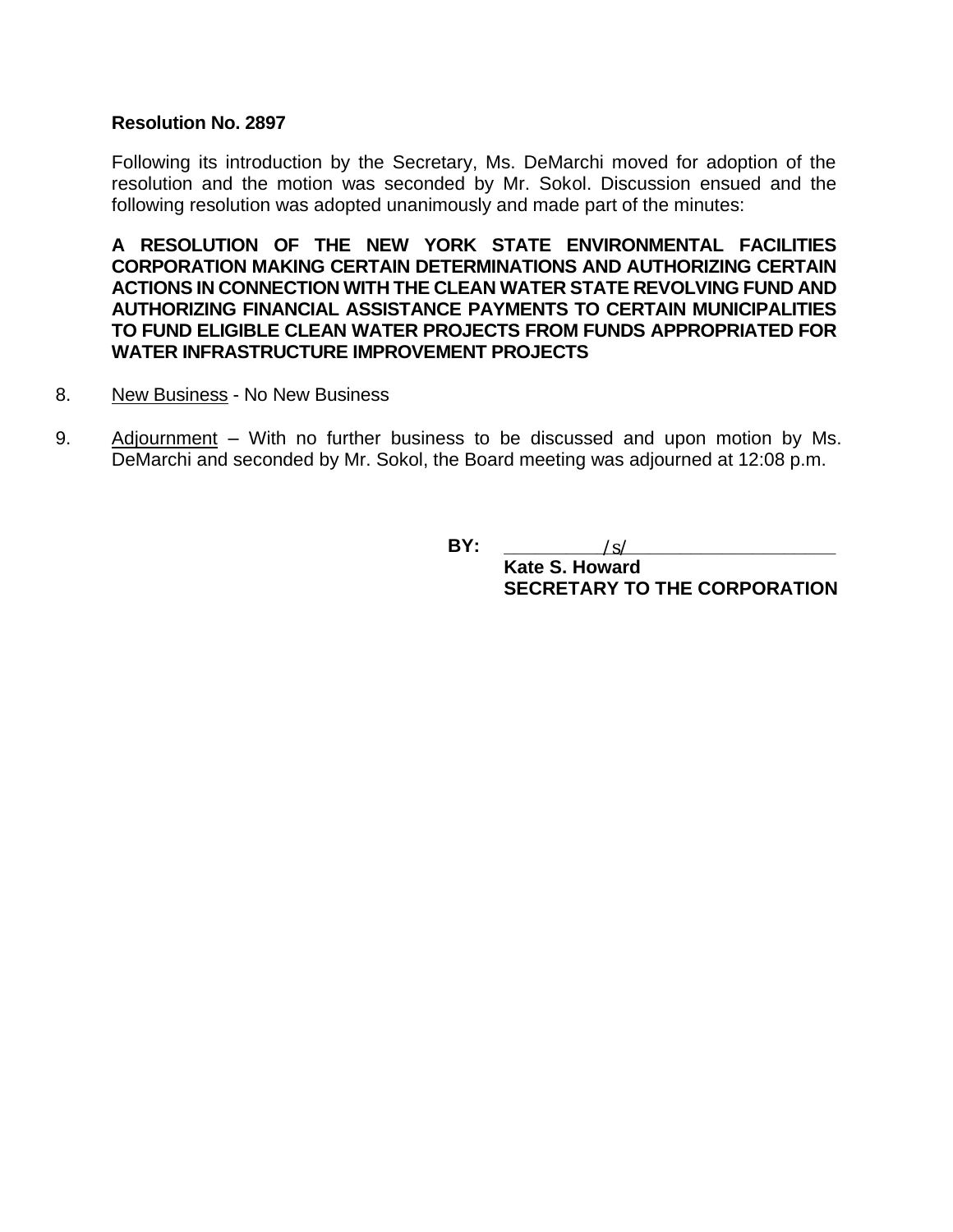**Resolution No. 2897**

Following its introduction by the Secretary, Ms. DeMarchi moved for adoption of the resolution and the motion was seconded by Mr. Sokol. Discussion ensued and the following resolution was adopted unanimously and made part of the minutes:

**A RESOLUTION OF THE NEW YORK STATE ENVIRONMENTAL FACILITIES CORPORATION MAKING CERTAIN DETERMINATIONS AND AUTHORIZING CERTAIN ACTIONS IN CONNECTION WITH THE CLEAN WATER STATE REVOLVING FUND AND AUTHORIZING FINANCIAL ASSISTANCE PAYMENTS TO CERTAIN MUNICIPALITIES TO FUND ELIGIBLE CLEAN WATER PROJECTS FROM FUNDS APPROPRIATED FOR WATER INFRASTRUCTURE IMPROVEMENT PROJECTS**

8. New Business - No New Business

9. Adjournment – With no further business to be discussed and upon motion by Ms. DeMarchi and seconded by Mr. Sokol, the Board meeting was adjourned at 12:08 p.m.

**BY:** /s/
**Kate S. Howard**
**SECRETARY TO THE CORPORATION**